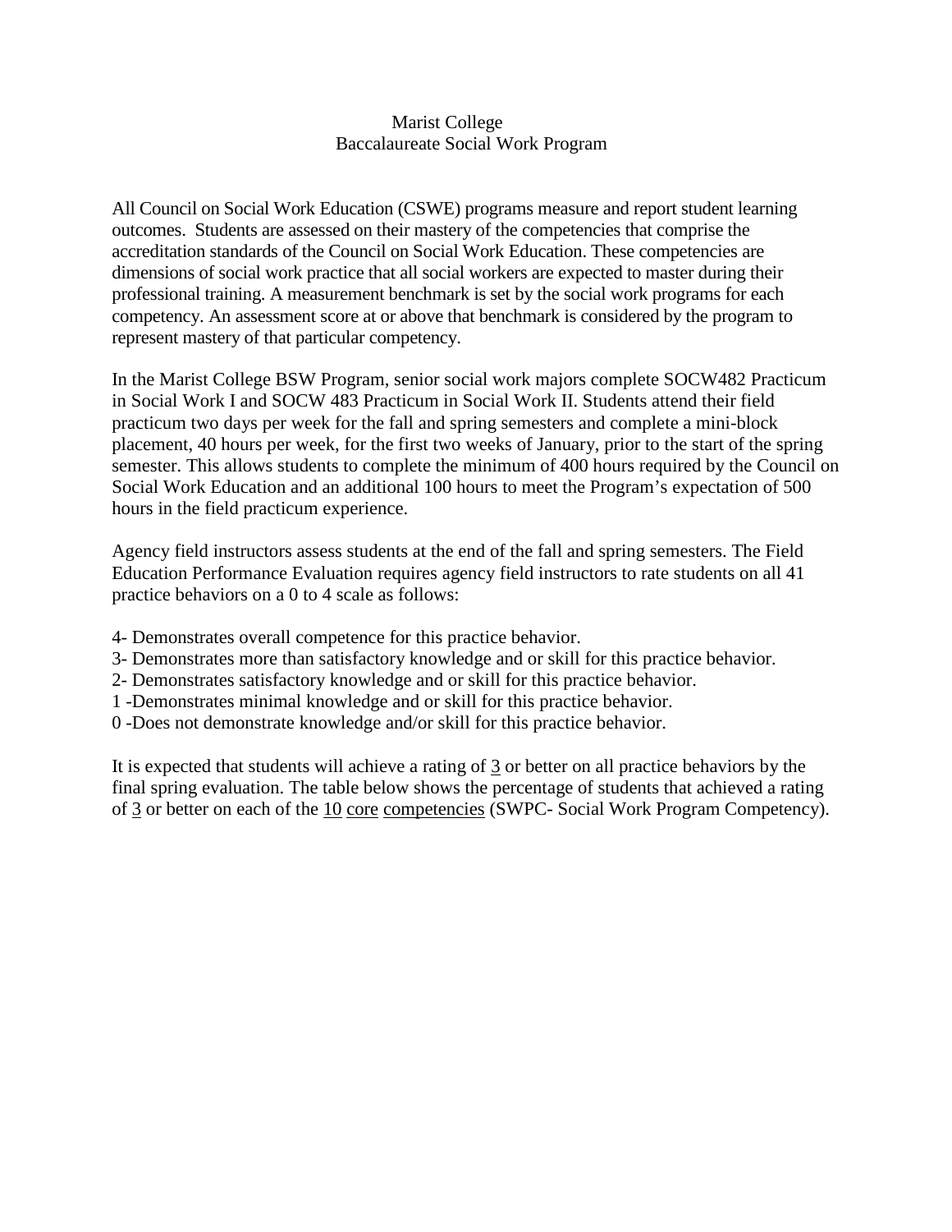# Marist College

## Baccalaureate Social Work Program

All Council on Social Work Education (CSWE) programs measure and report student learning outcomes. Students are assessed on their mastery of the competencies that comprise the accreditation standards of the Council on Social Work Education. These competencies are dimensions of social work practice that all social workers are expected to master during their professional training. A measurement benchmark is set by the social work programs for each competency. An assessment score at or above that benchmark is considered by the program to represent mastery of that particular competency.

In the Marist College BSW Program, senior social work majors complete SOCW482 Practicum in Social Work I and SOCW 483 Practicum in Social Work II. Students attend their field practicum two days per week for the fall and spring semesters and complete a mini-block placement, 40 hours per week, for the first two weeks of January, prior to the start of the spring semester. This allows students to complete the minimum of 400 hours required by the Council on Social Work Education and an additional 100 hours to meet the Program's expectation of 500 hours in the field practicum experience.

Agency field instructors assess students at the end of the fall and spring semesters. The Field Education Performance Evaluation requires agency field instructors to rate students on all 41 practice behaviors on a 0 to 4 scale as follows:

4- Demonstrates overall competence for this practice behavior.
3- Demonstrates more than satisfactory knowledge and or skill for this practice behavior.
2- Demonstrates satisfactory knowledge and or skill for this practice behavior.
1 -Demonstrates minimal knowledge and or skill for this practice behavior.
0 -Does not demonstrate knowledge and/or skill for this practice behavior.

It is expected that students will achieve a rating of <u>3</u> or better on all practice behaviors by the final spring evaluation. The table below shows the percentage of students that achieved a rating of <u>3</u> or better on each of the <u>10</u> <u>core</u> <u>competencies</u> (SWPC- Social Work Program Competency).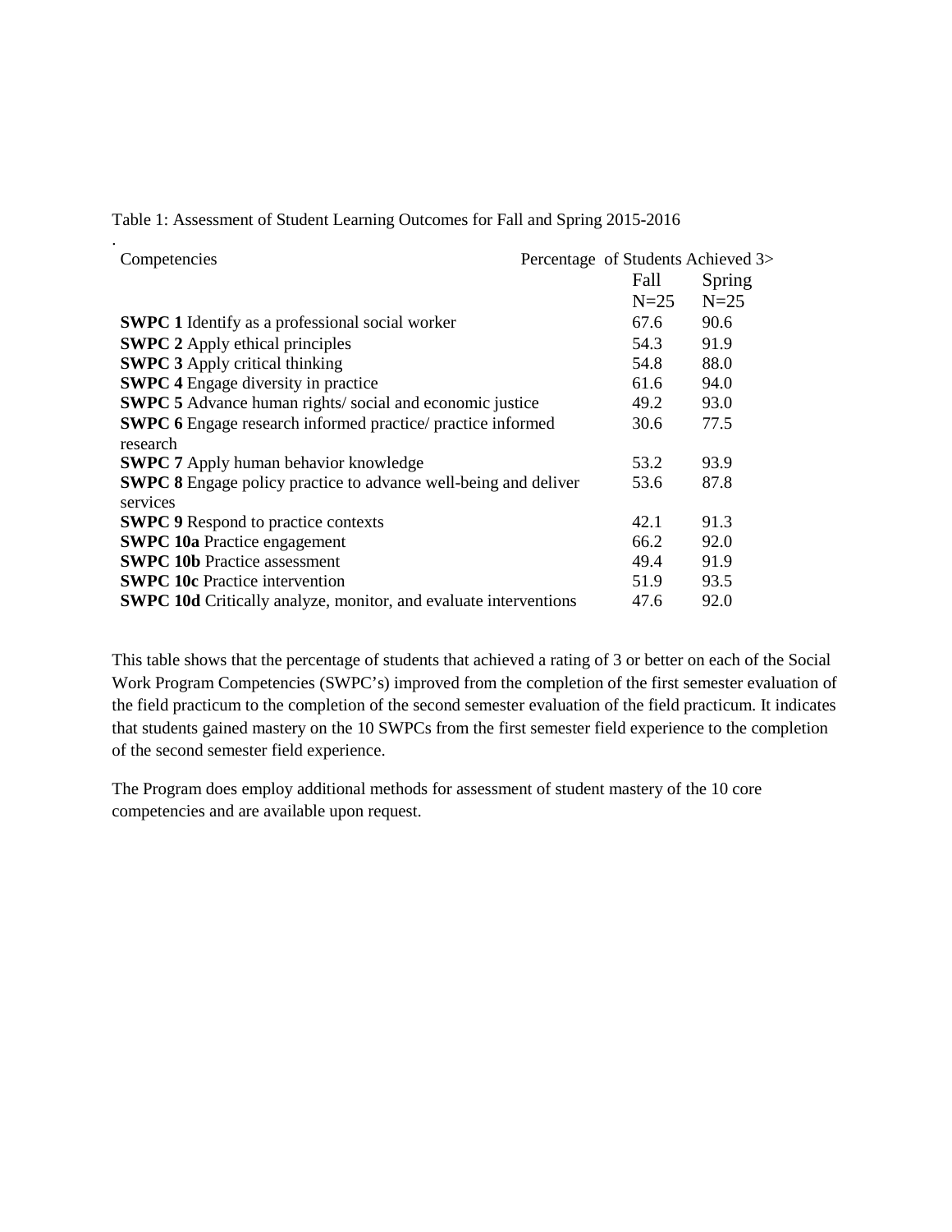Table 1: Assessment of Student Learning Outcomes for Fall and Spring 2015-2016

.

| Competencies | Percentage of Students Achieved 3> | |
|---|---|---|
| | Fall N=25 | Spring N=25 |
| **SWPC 1** Identify as a professional social worker | 67.6 | 90.6 |
| **SWPC 2** Apply ethical principles | 54.3 | 91.9 |
| **SWPC 3** Apply critical thinking | 54.8 | 88.0 |
| **SWPC 4** Engage diversity in practice | 61.6 | 94.0 |
| **SWPC 5** Advance human rights/ social and economic justice | 49.2 | 93.0 |
| **SWPC 6** Engage research informed practice/ practice informed research | 30.6 | 77.5 |
| **SWPC 7** Apply human behavior knowledge | 53.2 | 93.9 |
| **SWPC 8** Engage policy practice to advance well-being and deliver services | 53.6 | 87.8 |
| **SWPC 9** Respond to practice contexts | 42.1 | 91.3 |
| **SWPC 10a** Practice engagement | 66.2 | 92.0 |
| **SWPC 10b** Practice assessment | 49.4 | 91.9 |
| **SWPC 10c** Practice intervention | 51.9 | 93.5 |
| **SWPC 10d** Critically analyze, monitor, and evaluate interventions | 47.6 | 92.0 |

This table shows that the percentage of students that achieved a rating of 3 or better on each of the Social Work Program Competencies (SWPC's) improved from the completion of the first semester evaluation of the field practicum to the completion of the second semester evaluation of the field practicum. It indicates that students gained mastery on the 10 SWPCs from the first semester field experience to the completion of the second semester field experience.

The Program does employ additional methods for assessment of student mastery of the 10 core competencies and are available upon request.